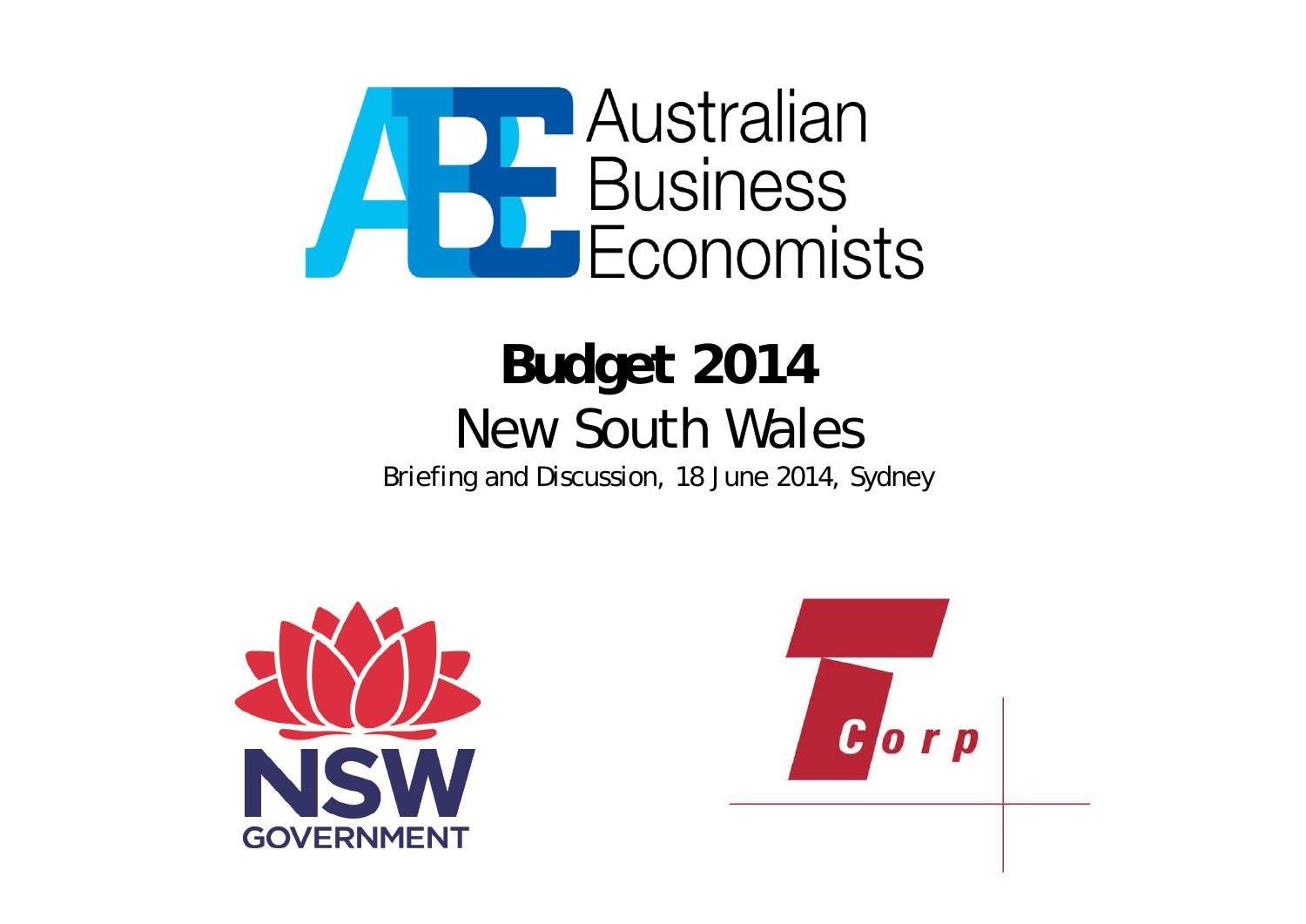Australian Business Economists

# Budget 2014

## New South Wales

Briefing and Discussion, 18 June 2014, Sydney

NSW GOVERNMENT

TCorp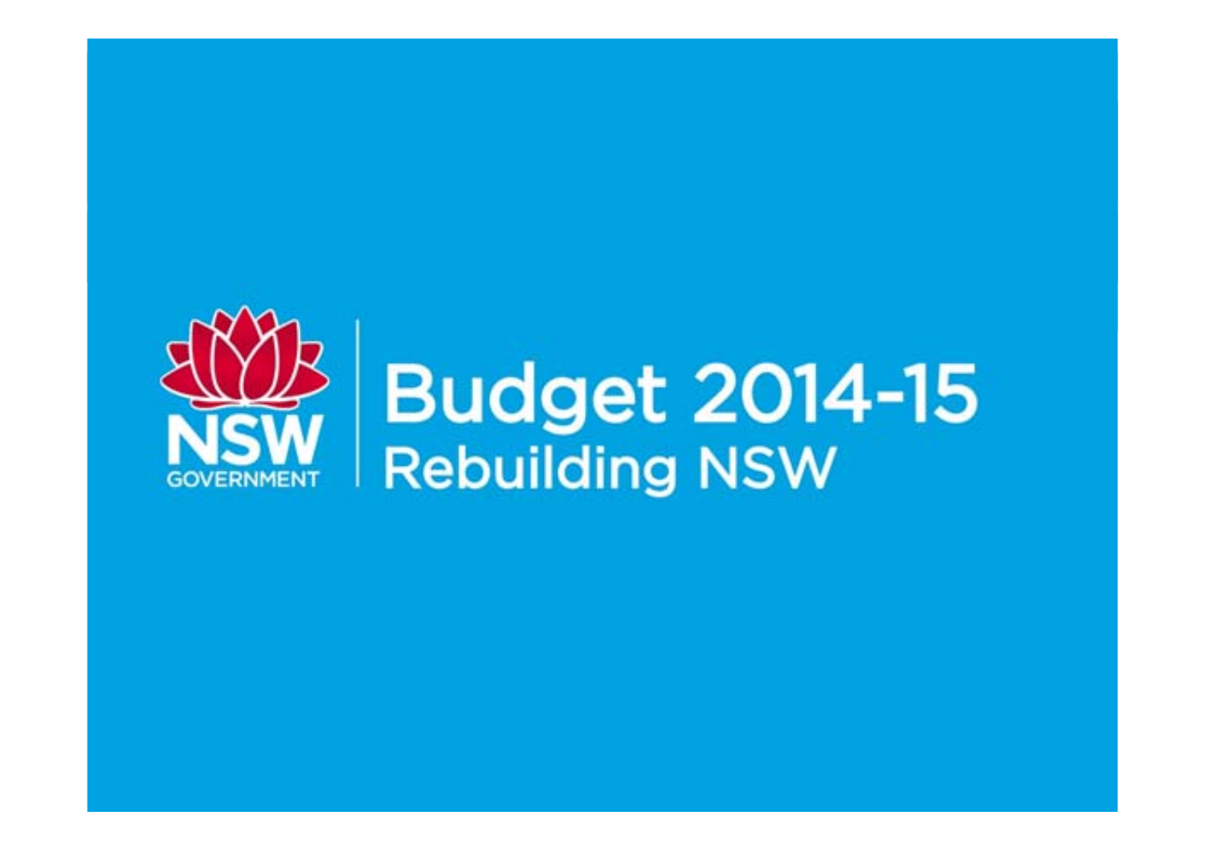NSW GOVERNMENT

# Budget 2014-15

## Rebuilding NSW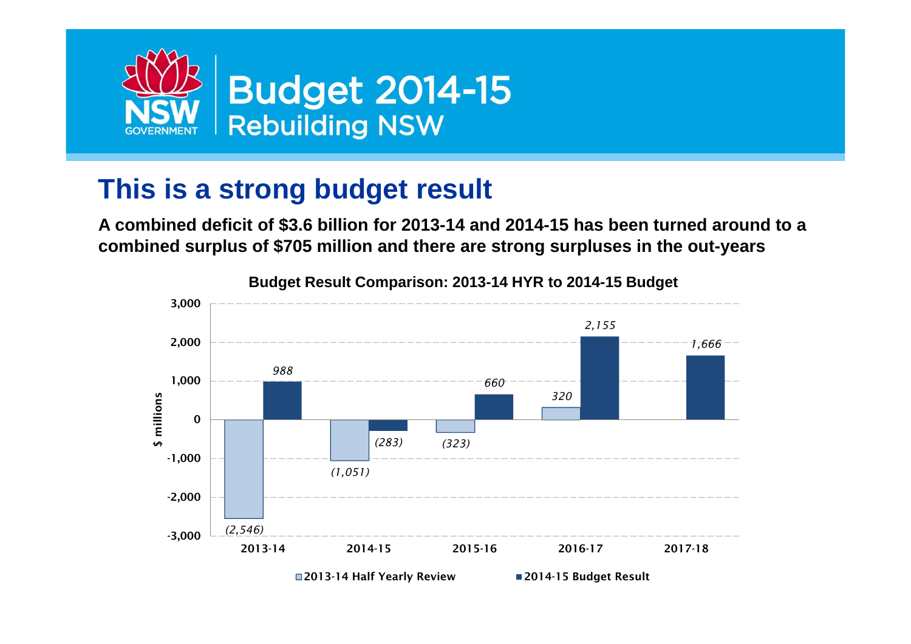Budget 2014-15
Rebuilding NSW

# This is a strong budget result

**A combined deficit of $3.6 billion for 2013-14 and 2014-15 has been turned around to a combined surplus of $705 million and there are strong surpluses in the out-years**

**Budget Result Comparison: 2013-14 HYR to 2014-15 Budget**

$ millions

3,000
2,000
1,000
0
-1,000
-2,000
-3,000

2013-14: (2,546) 988
2014-15: (1,051) (283)
2015-16: (323) 660
2016-17: 320 2,155
2017-18: 1,666

2013-14 Half Yearly Review
2014-15 Budget Result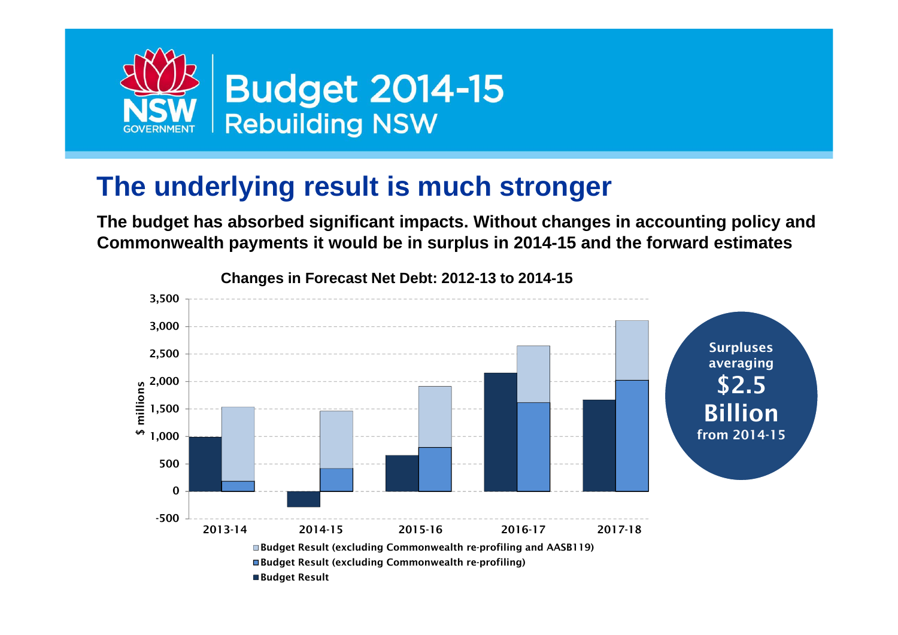Budget 2014-15
Rebuilding NSW

## The underlying result is much stronger

**The budget has absorbed significant impacts. Without changes in accounting policy and Commonwealth payments it would be in surplus in 2014-15 and the forward estimates**

**Changes in Forecast Net Debt: 2012-13 to 2014-15**

$ millions

3,500
3,000
2,500
2,000
1,500
1,000
500
0
-500

2013-14
2014-15
2015-16
2016-17
2017-18

Budget Result (excluding Commonwealth re-profiling and AASB119)
Budget Result (excluding Commonwealth re-profiling)
Budget Result

Surpluses averaging **$2.5 Billion** from 2014-15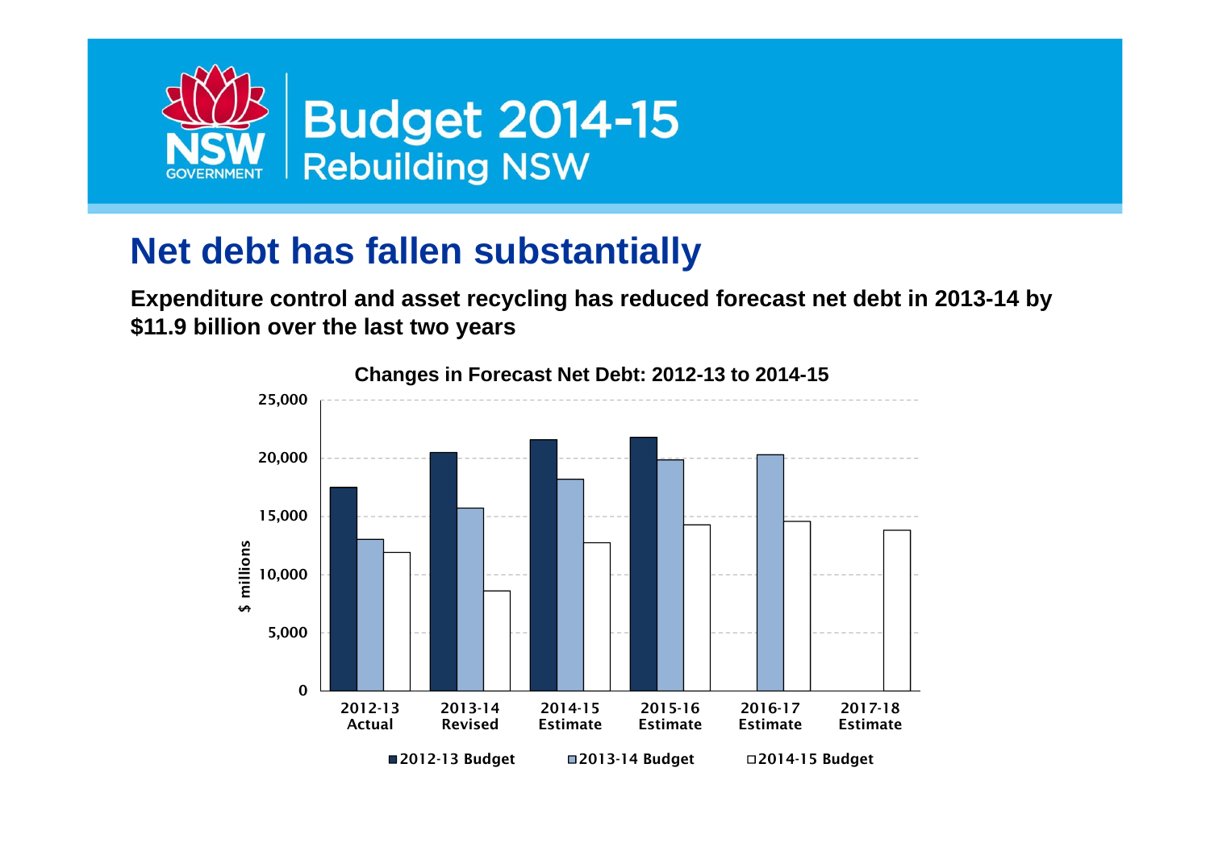Budget 2014-15
Rebuilding NSW

## Net debt has fallen substantially

**Expenditure control and asset recycling has reduced forecast net debt in 2013-14 by $11.9 billion over the last two years**

**Changes in Forecast Net Debt: 2012-13 to 2014-15**

$ millions

25,000
20,000
15,000
10,000
5,000
0

2012-13 Actual
2013-14 Revised
2014-15 Estimate
2015-16 Estimate
2016-17 Estimate
2017-18 Estimate

2012-13 Budget
2013-14 Budget
2014-15 Budget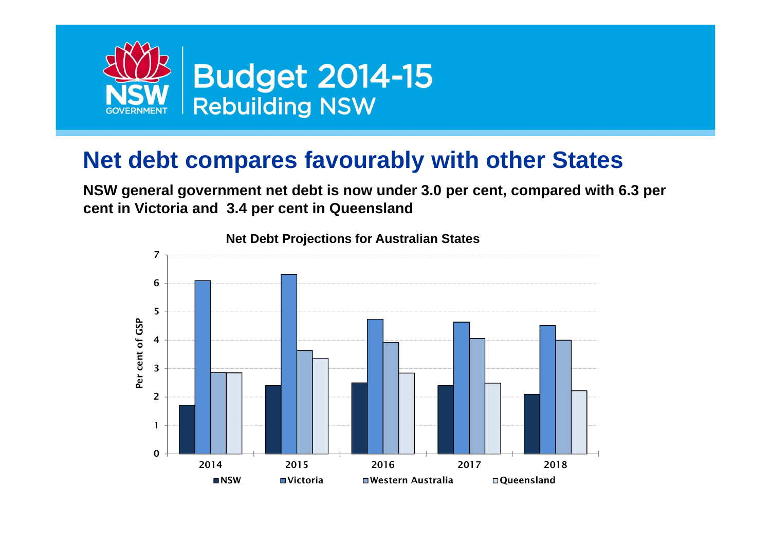Budget 2014-15
Rebuilding NSW

# Net debt compares favourably with other States

**NSW general government net debt is now under 3.0 per cent, compared with 6.3 per cent in Victoria and 3.4 per cent in Queensland**

Net Debt Projections for Australian States

Per cent of GSP

7
6
5
4
3
2
1
0

2014
2015
2016
2017
2018

NSW
Victoria
Western Australia
Queensland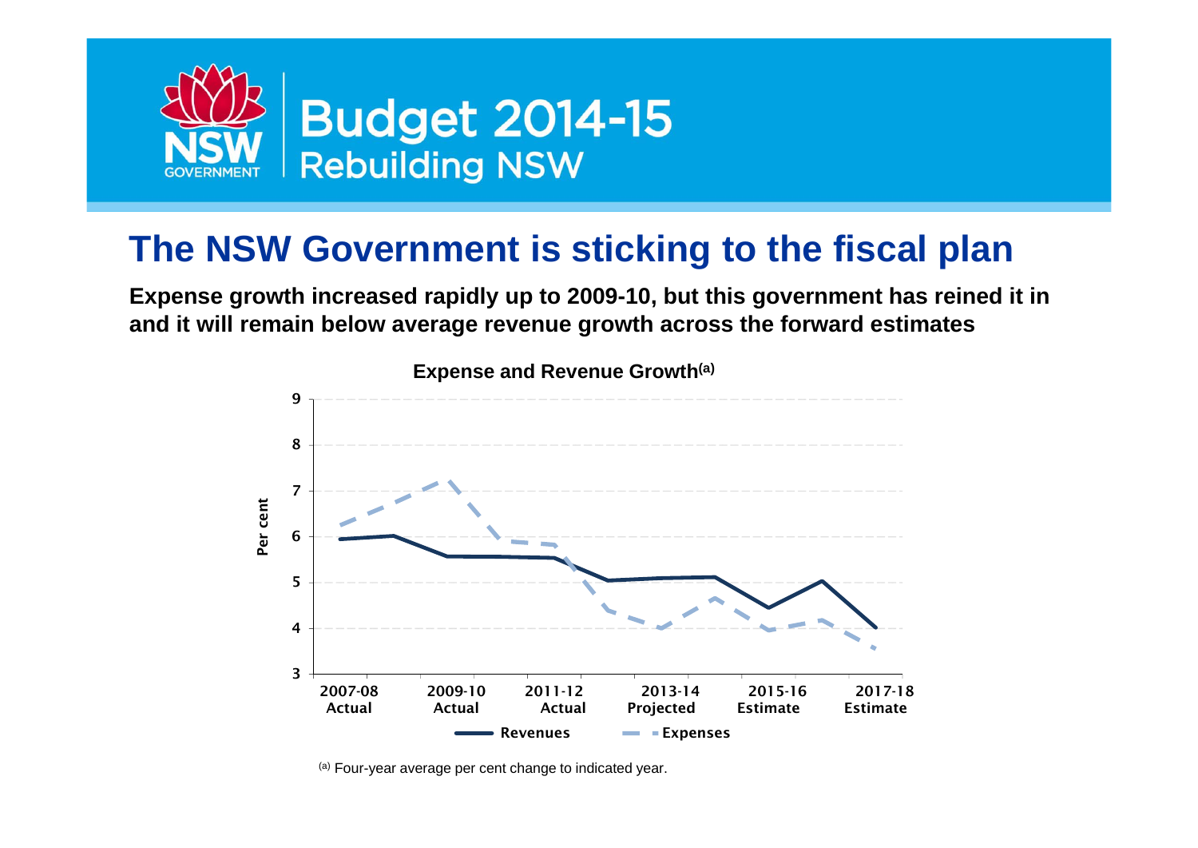Budget 2014-15
Rebuilding NSW

# The NSW Government is sticking to the fiscal plan

**Expense growth increased rapidly up to 2009-10, but this government has reined it in and it will remain below average revenue growth across the forward estimates**

**Expense and Revenue Growth[(a)]**

Per cent

9
8
7
6
5
4
3

2007-08 Actual
2009-10 Actual
2011-12 Actual
2013-14 Projected
2015-16 Estimate
2017-18 Estimate

Revenues
Expenses

(a) Four-year average per cent change to indicated year.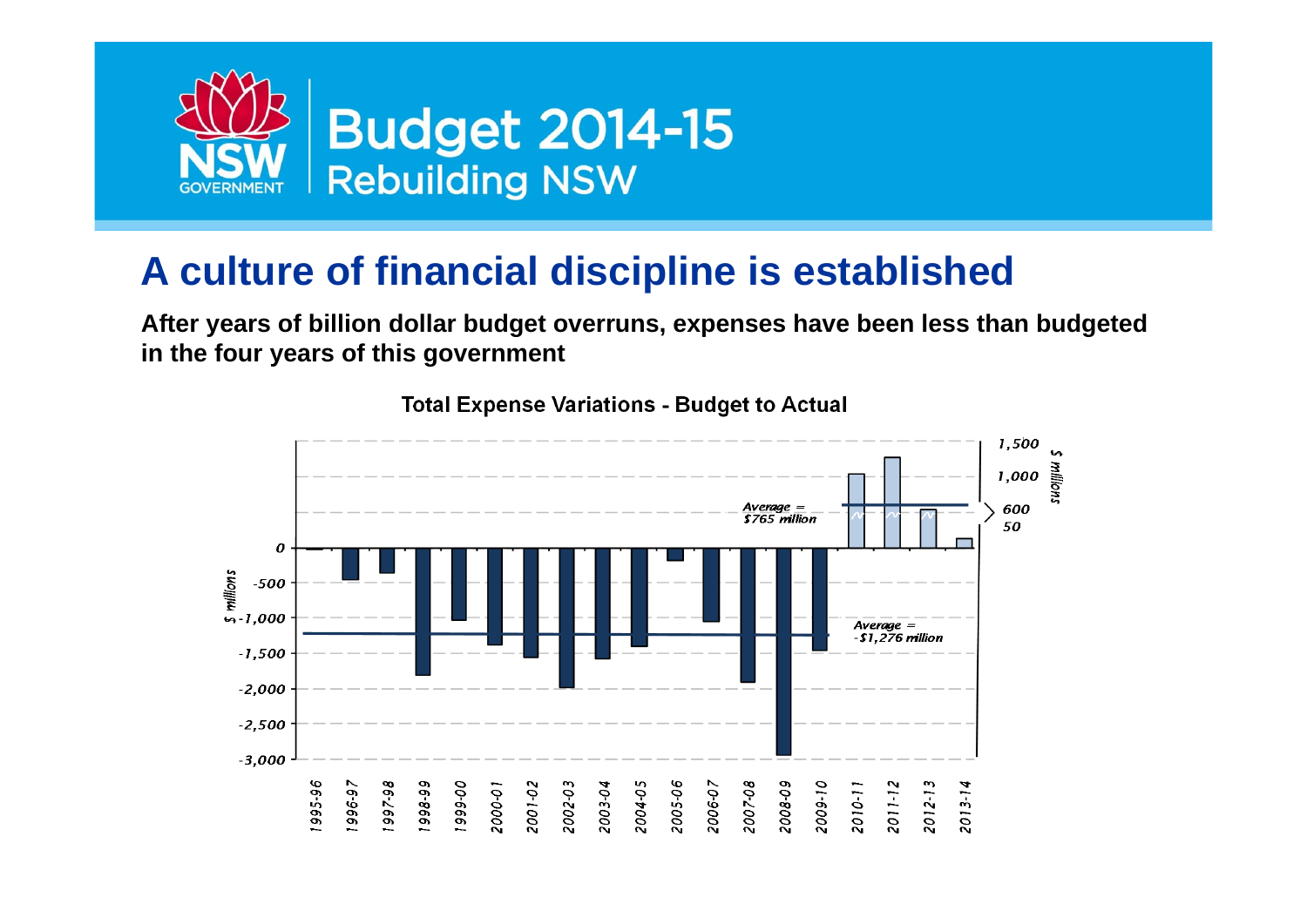# A culture of financial discipline is established

**After years of billion dollar budget overruns, expenses have been less than budgeted in the four years of this government**

Total Expense Variations - Budget to Actual

$ millions

0
-500
-1,000
-1,500
-2,000
-2,500
-3,000

1,500
1,000
600
50

$ millions

Average = $765 million

Average = -$1,276 million

1995-96
1996-97
1997-98
1998-99
1999-00
2000-01
2001-02
2002-03
2003-04
2004-05
2005-06
2006-07
2007-08
2008-09
2009-10
2010-11
2011-12
2012-13
2013-14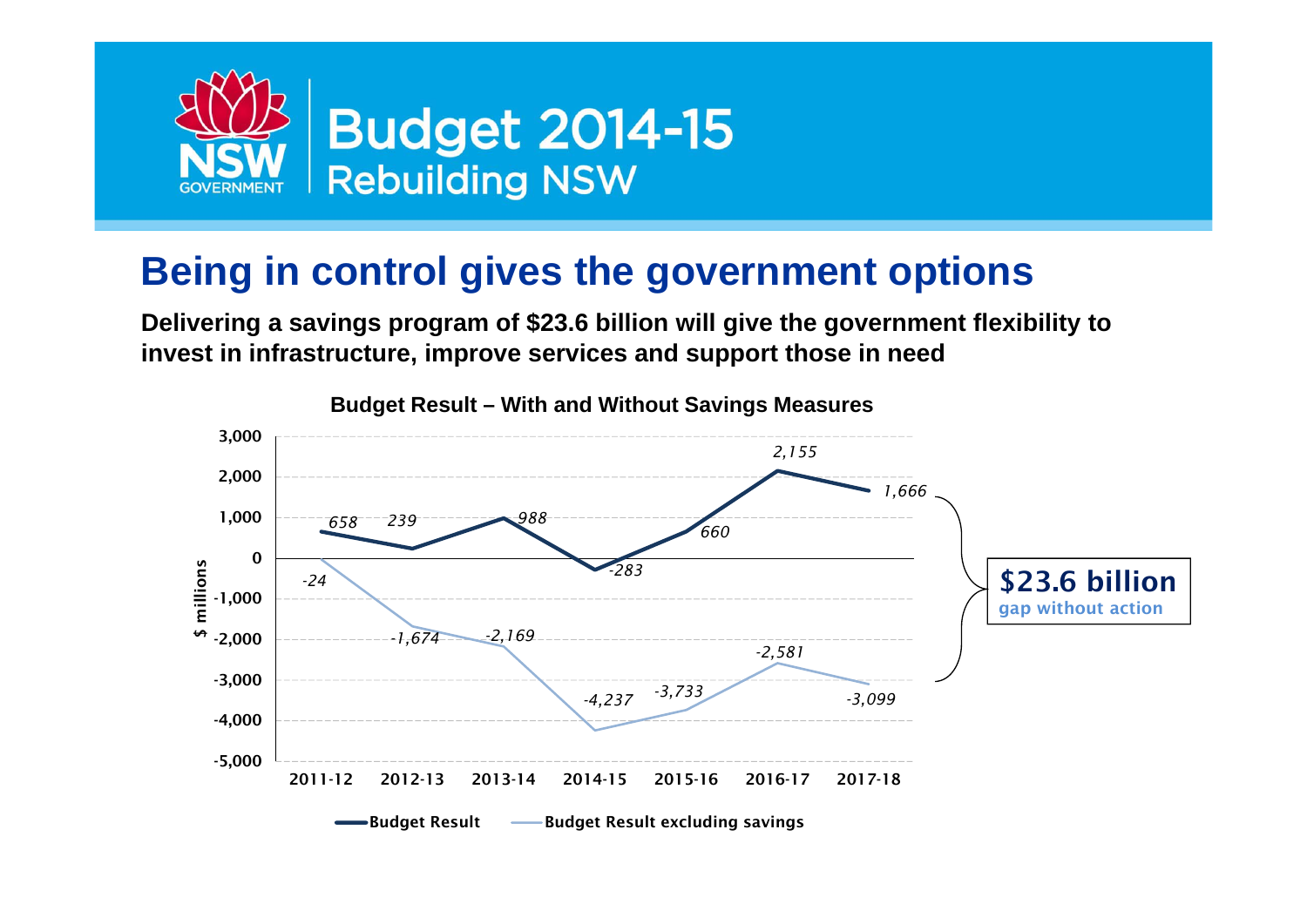Budget 2014-15
Rebuilding NSW

# Being in control gives the government options

**Delivering a savings program of $23.6 billion will give the government flexibility to invest in infrastructure, improve services and support those in need**

**Budget Result – With and Without Savings Measures**

$ millions

3,000
2,000
1,000
0
-1,000
-2,000
-3,000
-4,000
-5,000

2011-12 2012-13 2013-14 2014-15 2015-16 2016-17 2017-18

*658* *239* *988* *-283* *660* *2,155* *1,666*

*-24* *-1,674* *-2,169* *-4,237* *-3,733* *-2,581* *-3,099*

**$23.6 billion**
gap without action

Budget Result
Budget Result excluding savings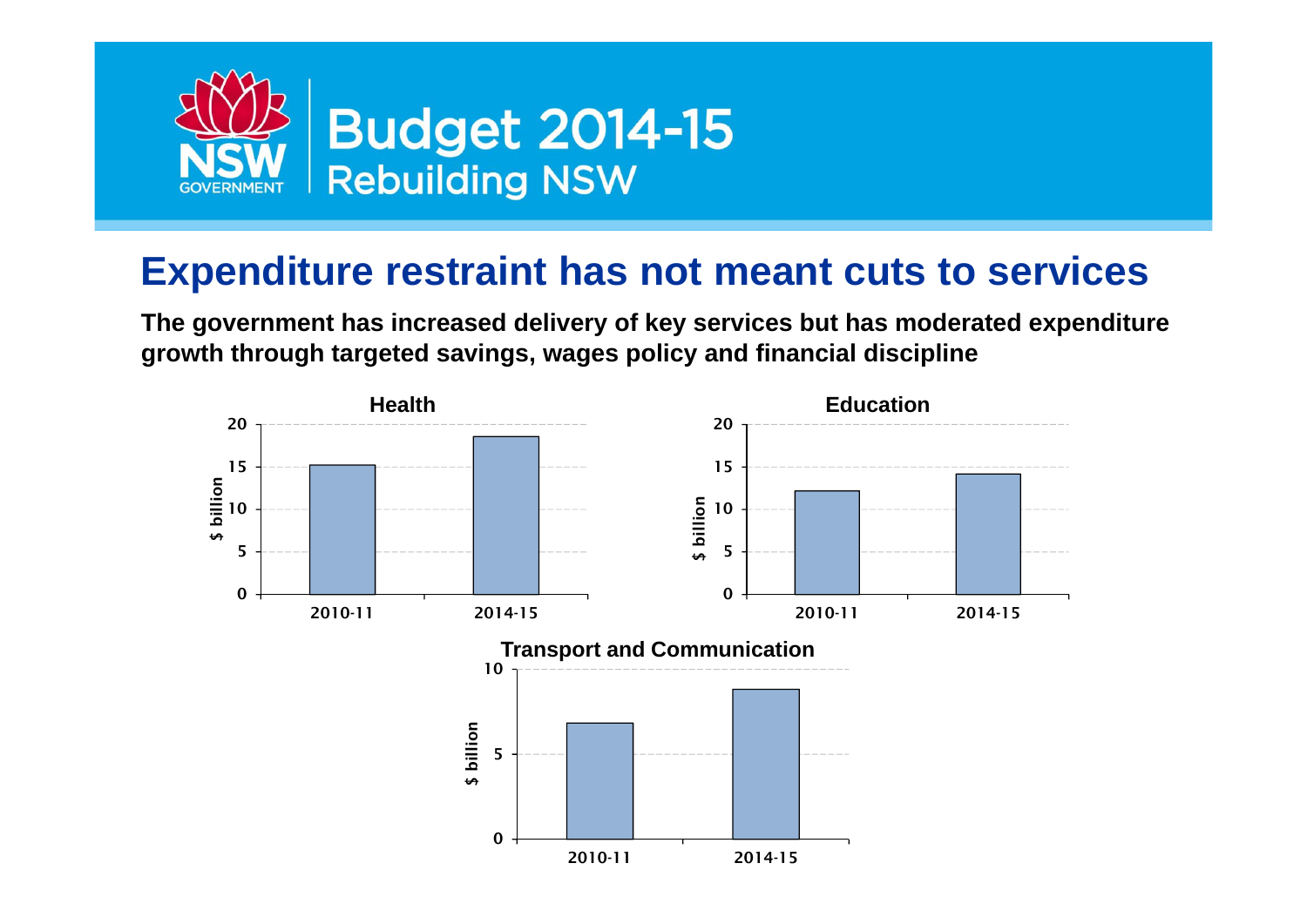Budget 2014-15
Rebuilding NSW

## Expenditure restraint has not meant cuts to services

**The government has increased delivery of key services but has moderated expenditure growth through targeted savings, wages policy and financial discipline**

Health

$ billion

20
15
10
5
0

2010-11
2014-15

Education

$ billion

20
15
10
5
0

2010-11
2014-15

Transport and Communication

$ billion

10
5
0

2010-11
2014-15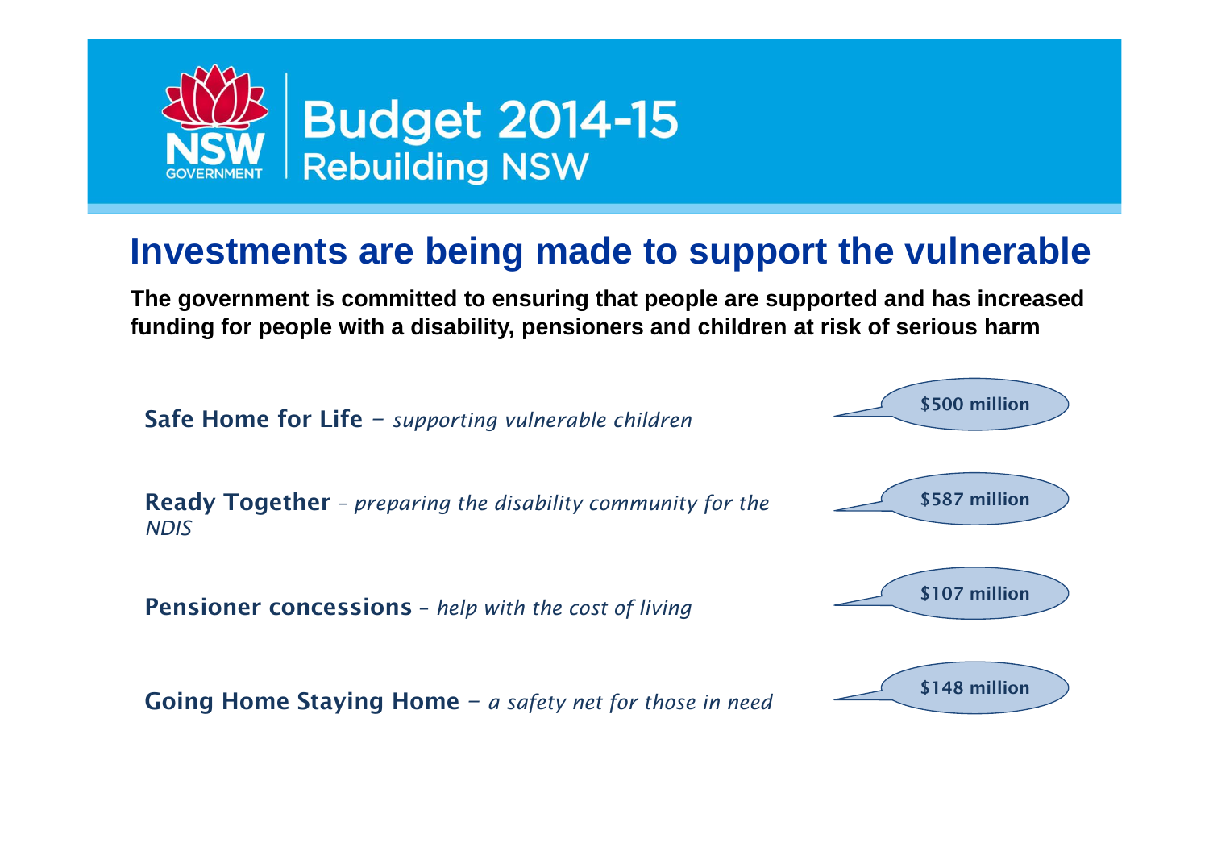Budget 2014-15
Rebuilding NSW

# Investments are being made to support the vulnerable

**The government is committed to ensuring that people are supported and has increased funding for people with a disability, pensioners and children at risk of serious harm**

**Safe Home for Life** – *supporting vulnerable children* — **$500 million**

**Ready Together** – *preparing the disability community for the NDIS* — **$587 million**

**Pensioner concessions** – *help with the cost of living* — **$107 million**

**Going Home Staying Home** – *a safety net for those in need* — **$148 million**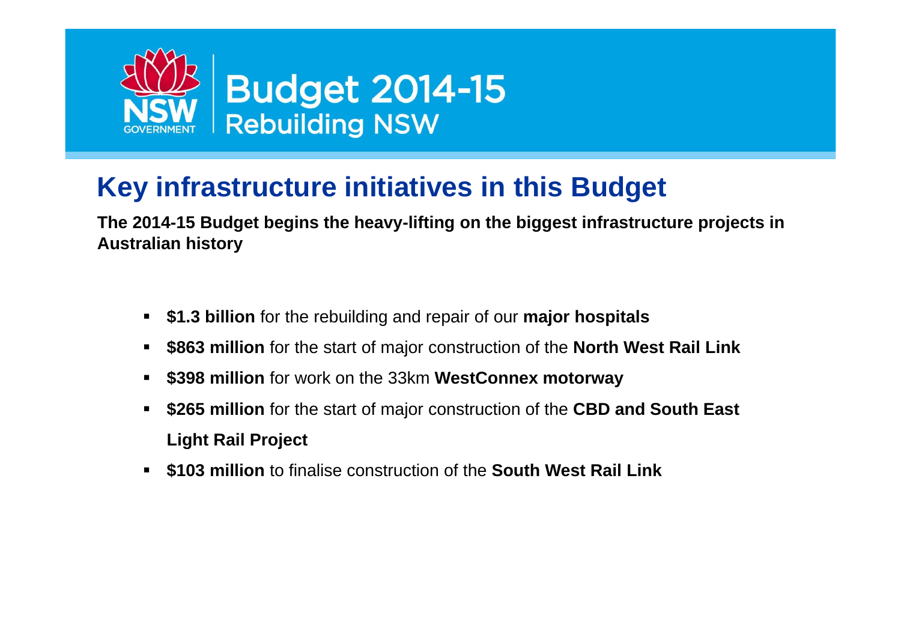Budget 2014-15
Rebuilding NSW

# Key infrastructure initiatives in this Budget

**The 2014-15 Budget begins the heavy-lifting on the biggest infrastructure projects in Australian history**

- **$1.3 billion** for the rebuilding and repair of our **major hospitals**
- **$863 million** for the start of major construction of the **North West Rail Link**
- **$398 million** for work on the 33km **WestConnex motorway**
- **$265 million** for the start of major construction of the **CBD and South East Light Rail Project**
- **$103 million** to finalise construction of the **South West Rail Link**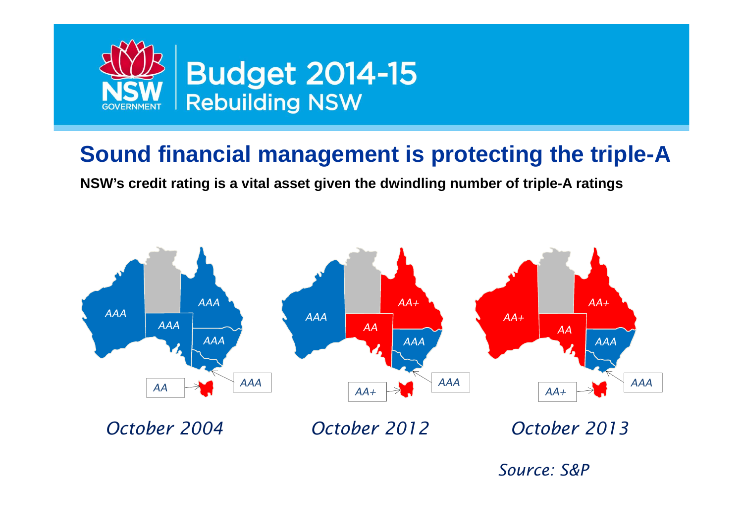# Sound financial management is protecting the triple-A

**NSW's credit rating is a vital asset given the dwindling number of triple-A ratings**

AAA
AAA
AAA
AAA
AA
AAA

*October 2004*

AAA
AA+
AA
AAA
AA+
AAA

*October 2012*

AA+
AA+
AA
AAA
AA+
AAA

*October 2013*

*Source: S&P*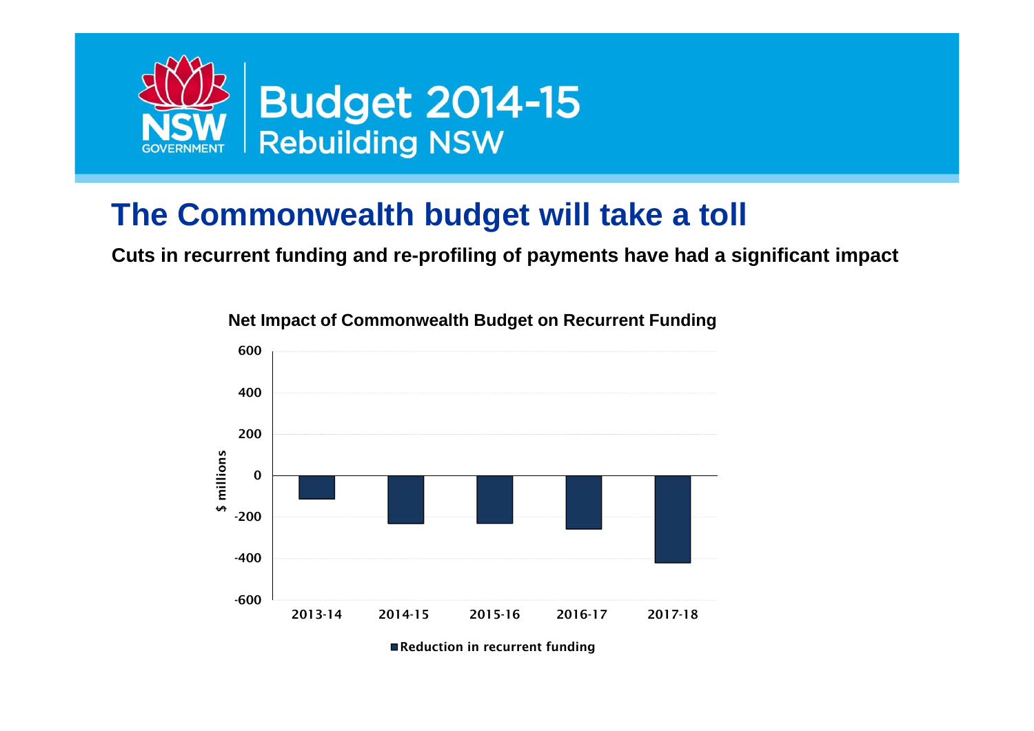Budget 2014-15
Rebuilding NSW

# The Commonwealth budget will take a toll

**Cuts in recurrent funding and re-profiling of payments have had a significant impact**

**Net Impact of Commonwealth Budget on Recurrent Funding**

$ millions

600
400
200
0
-200
-400
-600

2013-14
2014-15
2015-16
2016-17
2017-18

Reduction in recurrent funding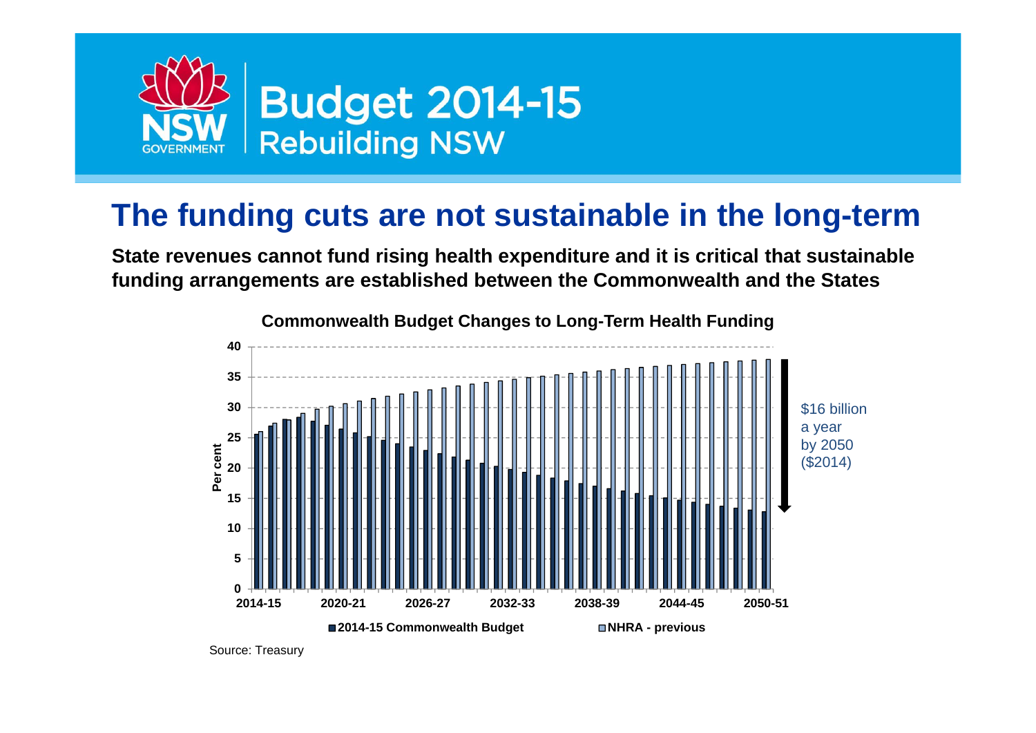# The funding cuts are not sustainable in the long-term

**State revenues cannot fund rising health expenditure and it is critical that sustainable funding arrangements are established between the Commonwealth and the States**

**Commonwealth Budget Changes to Long-Term Health Funding**

Per cent

2014-15 | 2020-21 | 2026-27 | 2032-33 | 2038-39 | 2044-45 | 2050-51

$16 billion a year by 2050 ($2014)

■ 2014-15 Commonwealth Budget ■ NHRA - previous

Source: Treasury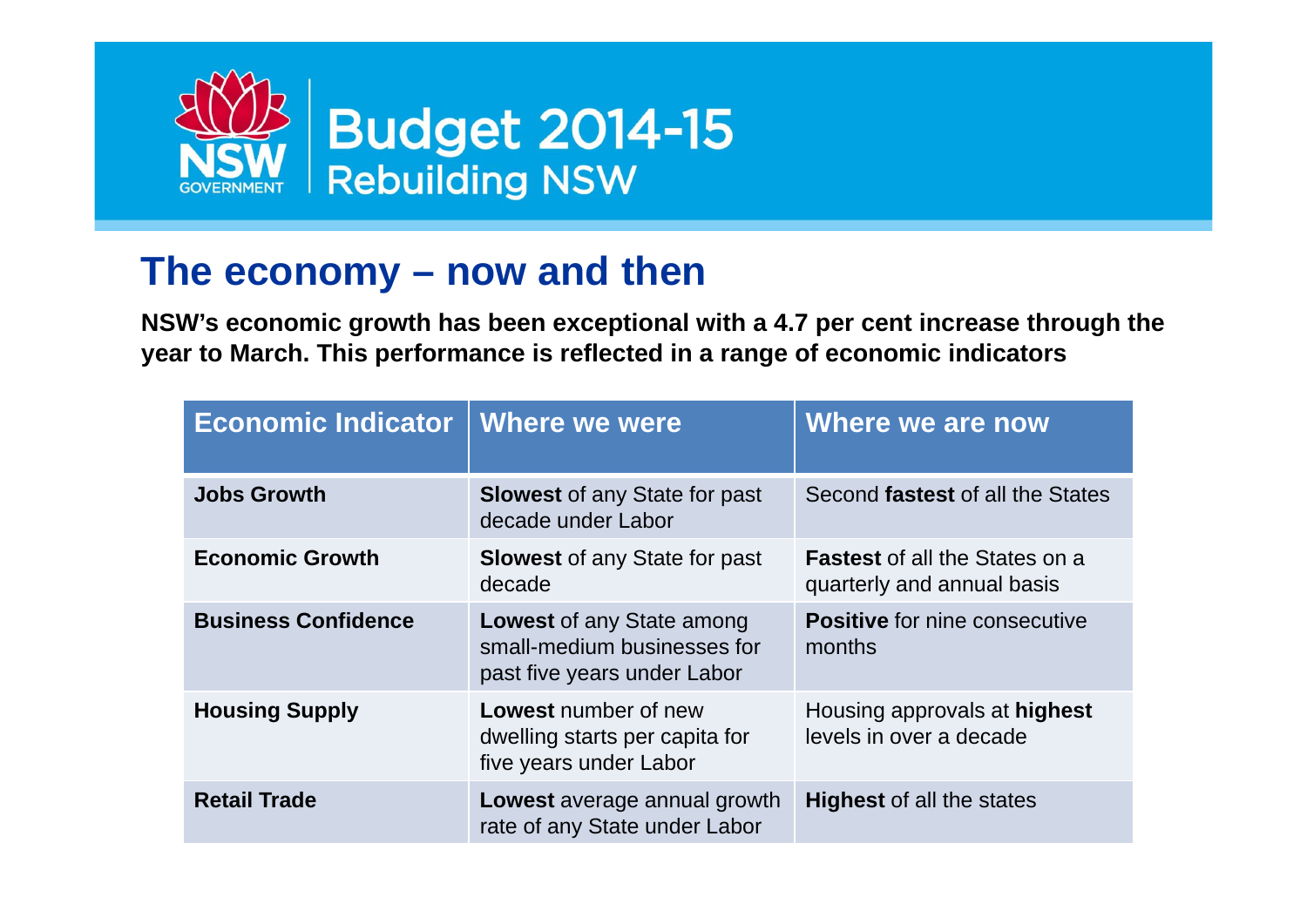Budget 2014-15
Rebuilding NSW

## The economy – now and then

**NSW's economic growth has been exceptional with a 4.7 per cent increase through the year to March. This performance is reflected in a range of economic indicators**

| Economic Indicator | Where we were | Where we are now |
|---|---|---|
| **Jobs Growth** | **Slowest** of any State for past decade under Labor | Second **fastest** of all the States |
| **Economic Growth** | **Slowest** of any State for past decade | **Fastest** of all the States on a quarterly and annual basis |
| **Business Confidence** | **Lowest** of any State among small-medium businesses for past five years under Labor | **Positive** for nine consecutive months |
| **Housing Supply** | **Lowest** number of new dwelling starts per capita for five years under Labor | Housing approvals at **highest** levels in over a decade |
| **Retail Trade** | **Lowest** average annual growth rate of any State under Labor | **Highest** of all the states |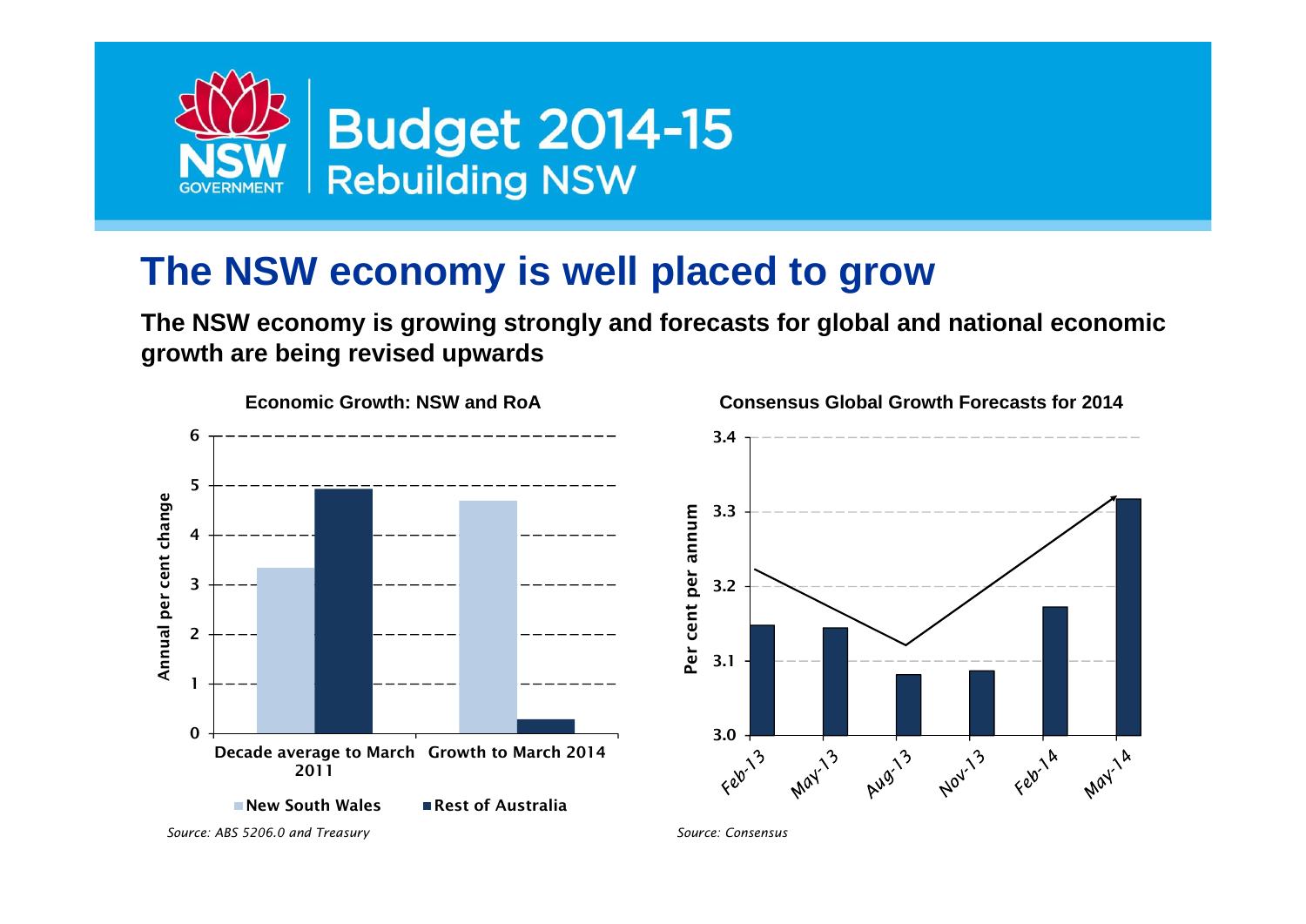# Budget 2014-15
Rebuilding NSW

## The NSW economy is well placed to grow

**The NSW economy is growing strongly and forecasts for global and national economic growth are being revised upwards**

**Economic Growth: NSW and RoA**

Annual per cent change

6
5
4
3
2
1
0

Decade average to March 2011
Growth to March 2014

New South Wales
Rest of Australia

*Source: ABS 5206.0 and Treasury*

**Consensus Global Growth Forecasts for 2014**

Per cent per annum

3.4
3.3
3.2
3.1
3.0

Feb-13
May-13
Aug-13
Nov-13
Feb-14
May-14

*Source: Consensus*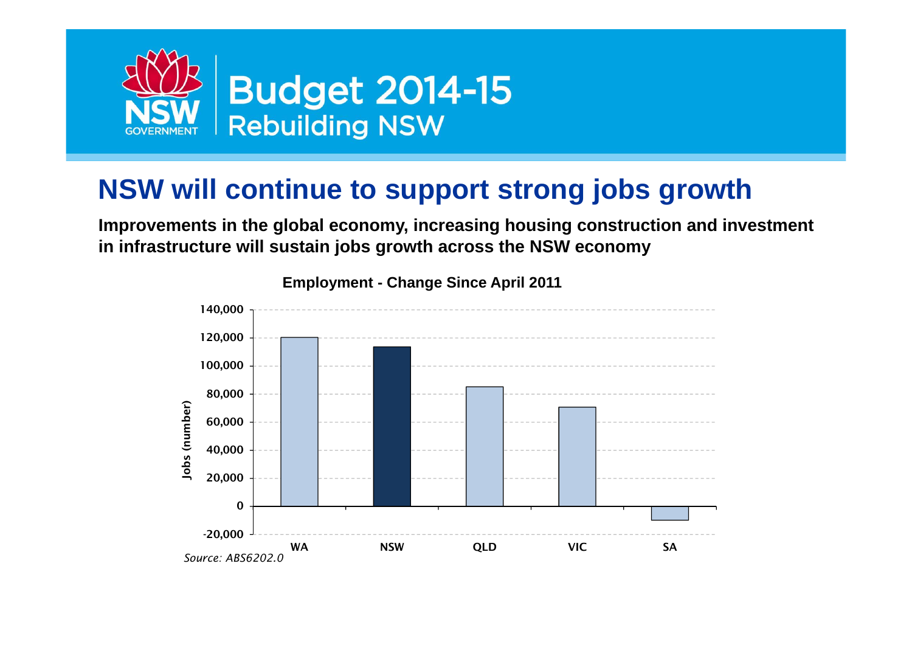Budget 2014-15
Rebuilding NSW

# NSW will continue to support strong jobs growth

**Improvements in the global economy, increasing housing construction and investment in infrastructure will sustain jobs growth across the NSW economy**

**Employment - Change Since April 2011**

Jobs (number)

140,000
120,000
100,000
80,000
60,000
40,000
20,000
0
-20,000

WA
NSW
QLD
VIC
SA

*Source: ABS6202.0*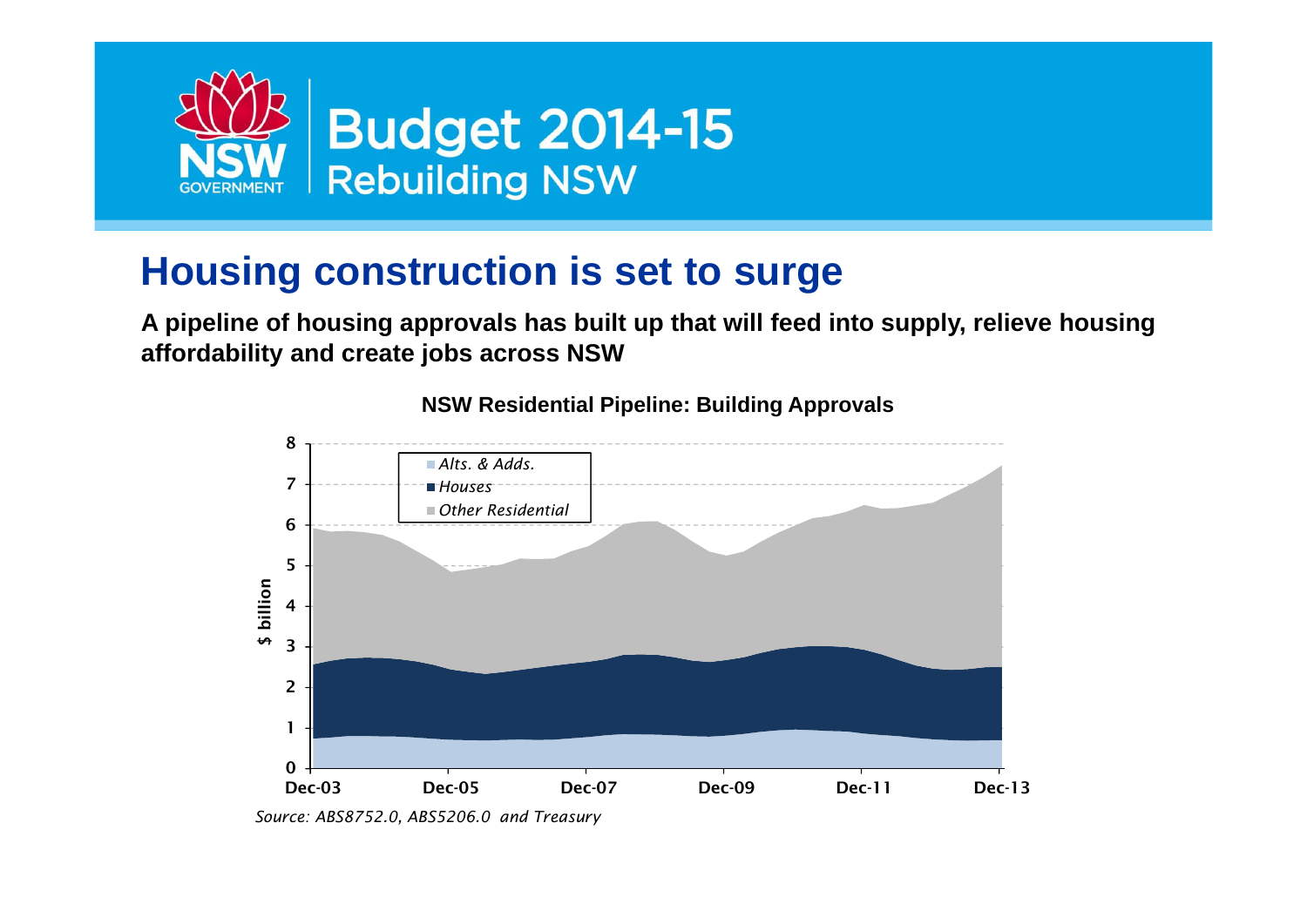# Housing construction is set to surge

**A pipeline of housing approvals has built up that will feed into supply, relieve housing affordability and create jobs across NSW**

**NSW Residential Pipeline: Building Approvals**

*Alts. & Adds.*
*Houses*
*Other Residential*

$ billion

0
1
2
3
4
5
6
7
8

Dec-03
Dec-05
Dec-07
Dec-09
Dec-11
Dec-13

*Source: ABS8752.0, ABS5206.0 and Treasury*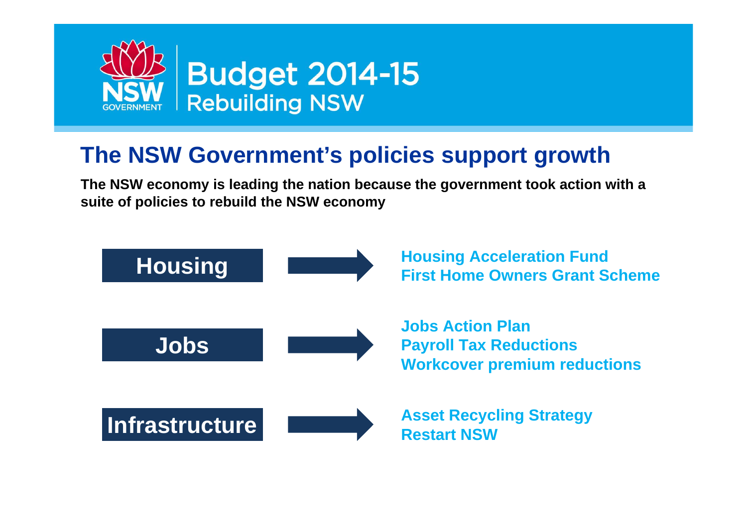Budget 2014-15
Rebuilding NSW

## The NSW Government's policies support growth

**The NSW economy is leading the nation because the government took action with a suite of policies to rebuild the NSW economy**

**Housing** → Housing Acceleration Fund, First Home Owners Grant Scheme

**Jobs** → Jobs Action Plan, Payroll Tax Reductions, Workcover premium reductions

**Infrastructure** → Asset Recycling Strategy, Restart NSW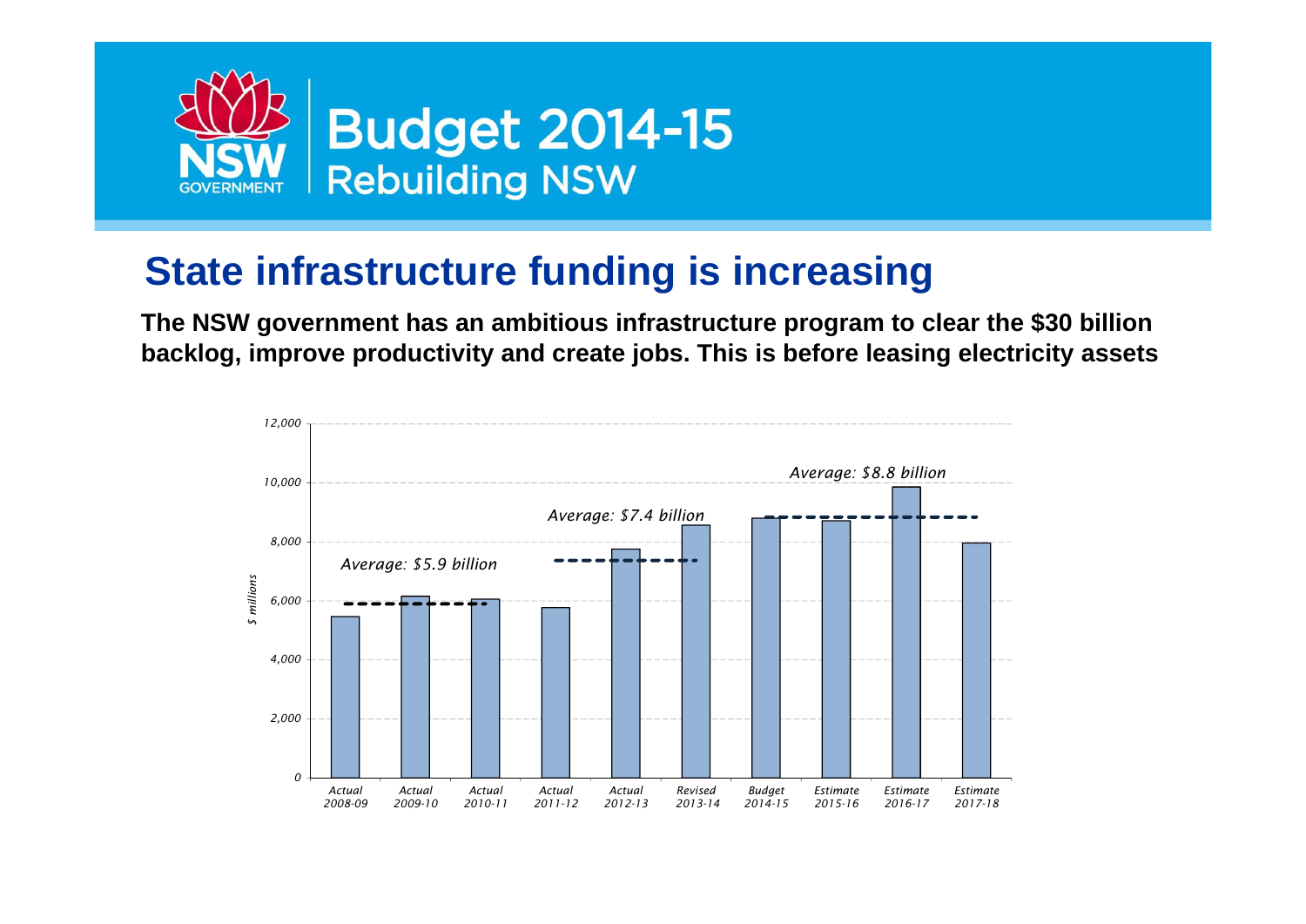Budget 2014-15
Rebuilding NSW

# State infrastructure funding is increasing

**The NSW government has an ambitious infrastructure program to clear the $30 billion backlog, improve productivity and create jobs. This is before leasing electricity assets**

*Average: $5.9 billion*

*Average: $7.4 billion*

*Average: $8.8 billion*

| $ millions | Value (approx.) |
|---|---|
| Actual 2008-09 | 5,450 |
| Actual 2009-10 | 6,150 |
| Actual 2010-11 | 6,050 |
| Actual 2011-12 | 5,750 |
| Actual 2012-13 | 7,750 |
| Revised 2013-14 | 8,550 |
| Budget 2014-15 | 8,800 |
| Estimate 2015-16 | 8,700 |
| Estimate 2016-17 | 9,850 |
| Estimate 2017-18 | 7,950 |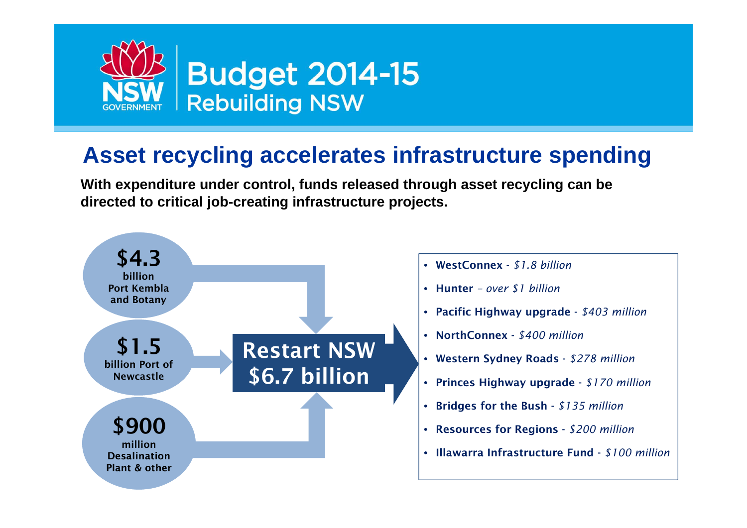Budget 2014-15
Rebuilding NSW

## Asset recycling accelerates infrastructure spending

**With expenditure under control, funds released through asset recycling can be directed to critical job-creating infrastructure projects.**

$4.3 billion Port Kembla and Botany

$1.5 billion Port of Newcastle

$900 million Desalination Plant & other

Restart NSW $6.7 billion

- **WestConnex** - *$1.8 billion*
- **Hunter** – *over $1 billion*
- **Pacific Highway upgrade** - *$403 million*
- **NorthConnex** - *$400 million*
- **Western Sydney Roads** - *$278 million*
- **Princes Highway upgrade** - *$170 million*
- **Bridges for the Bush** - *$135 million*
- **Resources for Regions** - *$200 million*
- **Illawarra Infrastructure Fund** - *$100 million*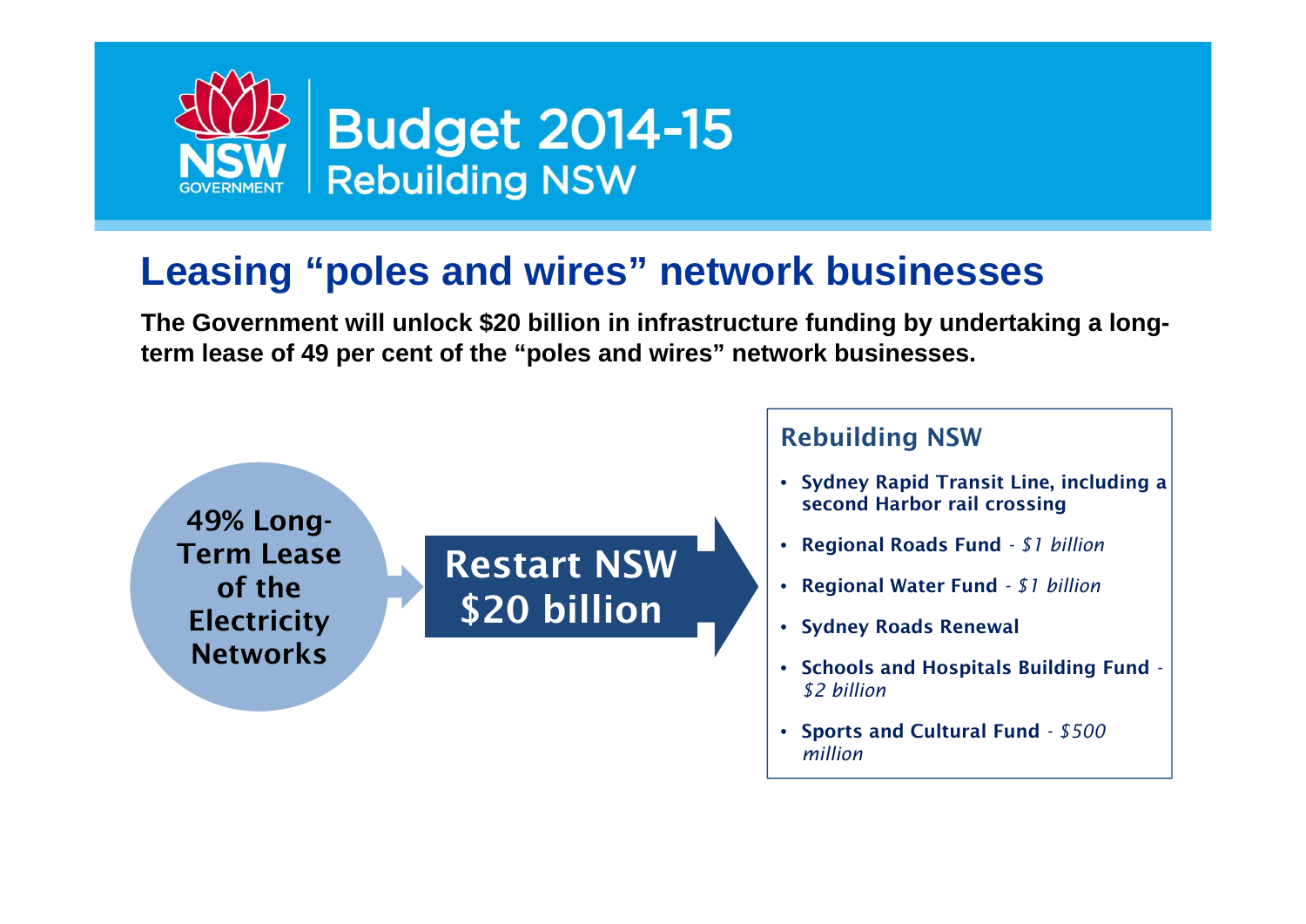Budget 2014-15
Rebuilding NSW

# Leasing "poles and wires" network businesses

**The Government will unlock $20 billion in infrastructure funding by undertaking a long-term lease of 49 per cent of the "poles and wires" network businesses.**

**49% Long-Term Lease of the Electricity Networks**

**Restart NSW $20 billion**

### Rebuilding NSW

- **Sydney Rapid Transit Line, including a second Harbor rail crossing**
- **Regional Roads Fund** - *$1 billion*
- **Regional Water Fund** - *$1 billion*
- **Sydney Roads Renewal**
- **Schools and Hospitals Building Fund** - *$2 billion*
- **Sports and Cultural Fund** - *$500 million*